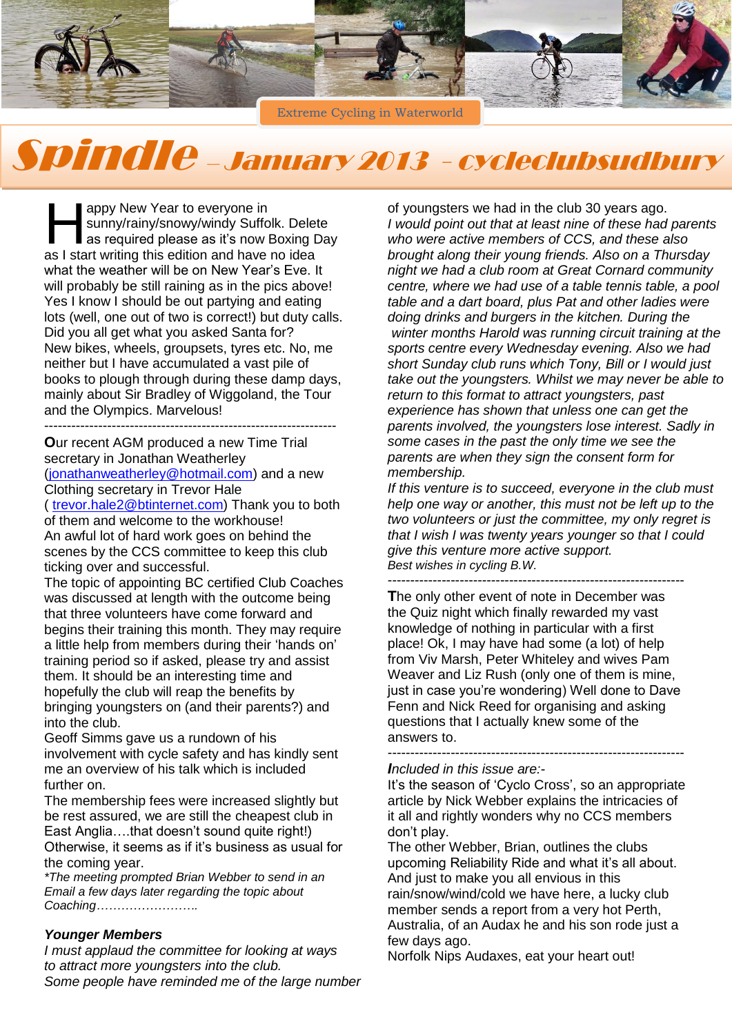Extreme Cycling in Waterworld

# Spindle – January 2013 – cycleclubsudbury

Happy New Year to everyone in sunny/rainy/snowy/windy Suffolk. Delete as required please as it's now Boxing Day as I start writing this edition and have no idea what the weather will be on New Year's Eve. It will probably be still raining as in the pics above! Yes I know I should be out partying and eating lots (well, one out of two is correct!) but duty calls. Did you all get what you asked Santa for? New bikes, wheels, groupsets, tyres etc. No, me neither but I have accumulated a vast pile of books to plough through during these damp days, mainly about Sir Bradley of Wiggoland, the Tour and the Olympics. Marvelous!

---

**O**ur recent AGM produced a new Time Trial secretary in Jonathan Weatherley (jonathanweatherley@hotmail.com) and a new Clothing secretary in Trevor Hale ( trevor.hale2@btinternet.com) Thank you to both of them and welcome to the workhouse!

An awful lot of hard work goes on behind the scenes by the CCS committee to keep this club ticking over and successful.

The topic of appointing BC certified Club Coaches was discussed at length with the outcome being that three volunteers have come forward and begins their training this month. They may require a little help from members during their 'hands on' training period so if asked, please try and assist them. It should be an interesting time and hopefully the club will reap the benefits by bringing youngsters on (and their parents?) and into the club.

Geoff Simms gave us a rundown of his involvement with cycle safety and has kindly sent me an overview of his talk which is included further on.

The membership fees were increased slightly but be rest assured, we are still the cheapest club in East Anglia….that doesn't sound quite right!) Otherwise, it seems as if it's business as usual for the coming year.

*\*The meeting prompted Brian Webber to send in an Email a few days later regarding the topic about Coaching…………………….*

***Younger Members***

*I must applaud the committee for looking at ways to attract more youngsters into the club.*

*Some people have reminded me of the large number* of youngsters we had in the club 30 years ago.

*I would point out that at least nine of these had parents who were active members of CCS, and these also brought along their young friends. Also on a Thursday night we had a club room at Great Cornard community centre, where we had use of a table tennis table, a pool table and a dart board, plus Pat and other ladies were doing drinks and burgers in the kitchen. During the winter months Harold was running circuit training at the sports centre every Wednesday evening. Also we had short Sunday club runs which Tony, Bill or I would just take out the youngsters. Whilst we may never be able to return to this format to attract youngsters, past experience has shown that unless one can get the parents involved, the youngsters lose interest. Sadly in some cases in the past the only time we see the parents are when they sign the consent form for membership.*

*If this venture is to succeed, everyone in the club must help one way or another, this must not be left up to the two volunteers or just the committee, my only regret is that I wish I was twenty years younger so that I could give this venture more active support.*

*Best wishes in cycling B.W.*

---

**T**he only other event of note in December was the Quiz night which finally rewarded my vast knowledge of nothing in particular with a first place! Ok, I may have had some (a lot) of help from Viv Marsh, Peter Whiteley and wives Pam Weaver and Liz Rush (only one of them is mine, just in case you're wondering) Well done to Dave Fenn and Nick Reed for organising and asking questions that I actually knew some of the answers to.

---

***I**ncluded in this issue are:-*

It's the season of 'Cyclo Cross', so an appropriate article by Nick Webber explains the intricacies of it all and rightly wonders why no CCS members don't play.

The other Webber, Brian, outlines the clubs upcoming Reliability Ride and what it's all about.

And just to make you all envious in this rain/snow/wind/cold we have here, a lucky club member sends a report from a very hot Perth, Australia, of an Audax he and his son rode just a few days ago.

Norfolk Nips Audaxes, eat your heart out!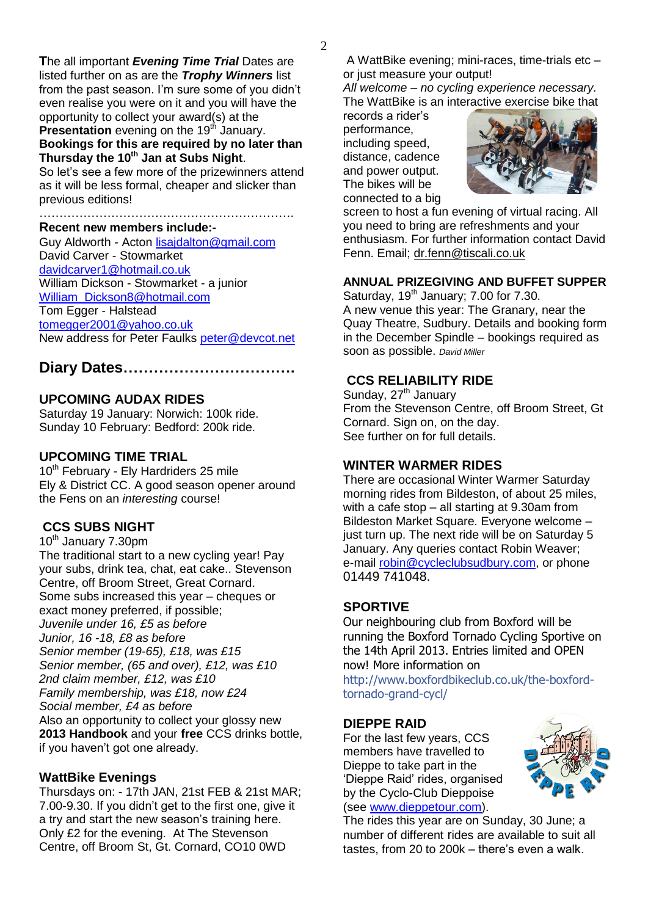**T**he all important ***Evening Time Trial*** Dates are listed further on as are the ***Trophy Winners*** list from the past season. I'm sure some of you didn't even realise you were on it and you will have the opportunity to collect your award(s) at the **Presentation** evening on the 19th January. **Bookings for this are required by no later than Thursday the 10th Jan at Subs Night**.
So let's see a few more of the prizewinners attend as it will be less formal, cheaper and slicker than previous editions!

……………………………………………………….

**Recent new members include:-**
Guy Aldworth - Acton lisajdalton@gmail.com
David Carver - Stowmarket davidcarver1@hotmail.co.uk
William Dickson - Stowmarket - a junior William_Dickson8@hotmail.com
Tom Egger - Halstead tomegger2001@yahoo.co.uk
New address for Peter Faulks peter@devcot.net

## Diary Dates…………………………….

### UPCOMING AUDAX RIDES

Saturday 19 January: Norwich: 100k ride.
Sunday 10 February: Bedford: 200k ride.

### UPCOMING TIME TRIAL

10th February - Ely Hardriders 25 mile
Ely & District CC. A good season opener around the Fens on an *interesting* course!

### CCS SUBS NIGHT

10th January 7.30pm
The traditional start to a new cycling year! Pay your subs, drink tea, chat, eat cake.. Stevenson Centre, off Broom Street, Great Cornard.
Some subs increased this year – cheques or exact money preferred, if possible;
*Juvenile under 16, £5 as before*
*Junior, 16 -18, £8 as before*
*Senior member (19-65), £18, was £15*
*Senior member, (65 and over), £12, was £10*
*2nd claim member, £12, was £10*
*Family membership, was £18, now £24*
*Social member, £4 as before*
Also an opportunity to collect your glossy new **2013 Handbook** and your **free** CCS drinks bottle, if you haven't got one already.

### WattBike Evenings

Thursdays on: - 17th JAN, 21st FEB & 21st MAR; 7.00-9.30. If you didn't get to the first one, give it a try and start the new season's training here. Only £2 for the evening. At The Stevenson Centre, off Broom St, Gt. Cornard, CO10 0WD

A WattBike evening; mini-races, time-trials etc – or just measure your output!
*All welcome – no cycling experience necessary.*
The WattBike is an interactive exercise bike that records a rider's performance, including speed, distance, cadence and power output. The bikes will be connected to a big screen to host a fun evening of virtual racing. All you need to bring are refreshments and your enthusiasm. For further information contact David Fenn. Email; dr.fenn@tiscali.co.uk

### ANNUAL PRIZEGIVING AND BUFFET SUPPER

Saturday, 19th January; 7.00 for 7.30.
A new venue this year: The Granary, near the Quay Theatre, Sudbury. Details and booking form in the December Spindle – bookings required as soon as possible. *David Miller*

### CCS RELIABILITY RIDE

Sunday, 27th January
From the Stevenson Centre, off Broom Street, Gt Cornard. Sign on, on the day.
See further on for full details.

### WINTER WARMER RIDES

There are occasional Winter Warmer Saturday morning rides from Bildeston, of about 25 miles, with a cafe stop – all starting at 9.30am from Bildeston Market Square. Everyone welcome – just turn up. The next ride will be on Saturday 5 January. Any queries contact Robin Weaver; e-mail robin@cycleclubsudbury.com, or phone 01449 741048.

### SPORTIVE

Our neighbouring club from Boxford will be running the Boxford Tornado Cycling Sportive on the 14th April 2013. Entries limited and OPEN now! More information on http://www.boxfordbikeclub.co.uk/the-boxford-tornado-grand-cycl/

### DIEPPE RAID

For the last few years, CCS members have travelled to Dieppe to take part in the 'Dieppe Raid' rides, organised by the Cyclo-Club Dieppoise (see www.dieppetour.com).
The rides this year are on Sunday, 30 June; a number of different rides are available to suit all tastes, from 20 to 200k – there's even a walk.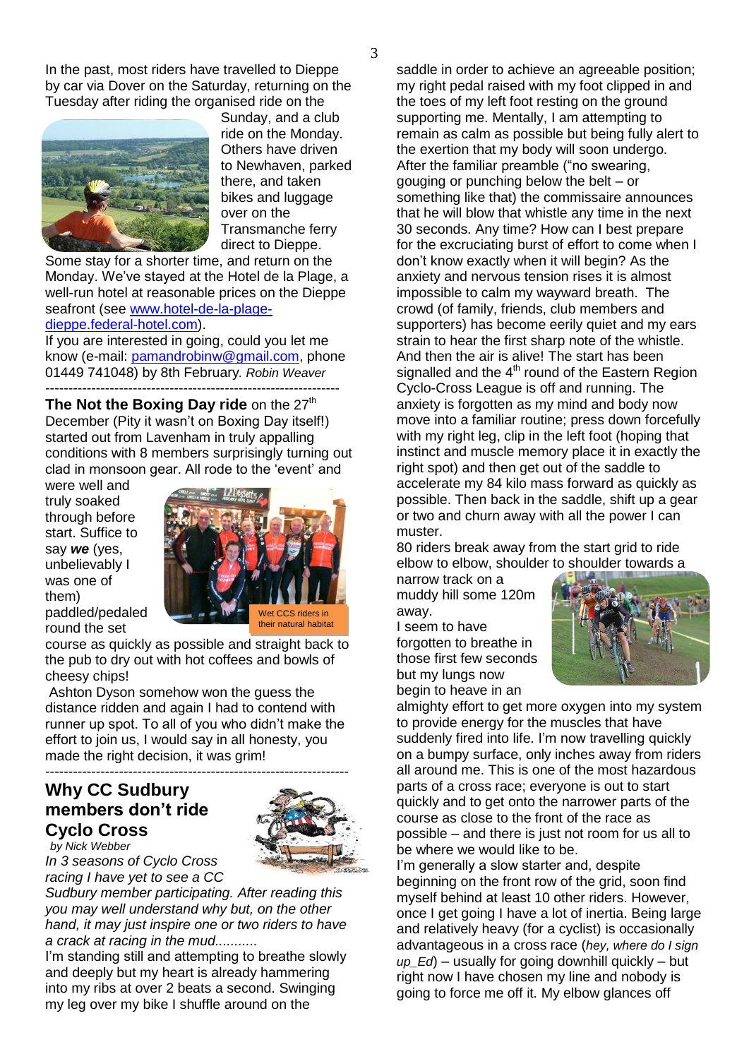In the past, most riders have travelled to Dieppe by car via Dover on the Saturday, returning on the Tuesday after riding the organised ride on the Sunday, and a club ride on the Monday. Others have driven to Newhaven, parked there, and taken bikes and luggage over on the Transmanche ferry direct to Dieppe. Some stay for a shorter time, and return on the Monday. We've stayed at the Hotel de la Plage, a well-run hotel at reasonable prices on the Dieppe seafront (see www.hotel-de-la-plage-dieppe.federal-hotel.com).

If you are interested in going, could you let me know (e-mail: pamandrobinw@gmail.com, phone 01449 741048) by 8th February. *Robin Weaver*

---

**The Not the Boxing Day ride** on the 27th December (Pity it wasn't on Boxing Day itself!) started out from Lavenham in truly appalling conditions with 8 members surprisingly turning out clad in monsoon gear. All rode to the 'event' and were well and truly soaked through before start. Suffice to say ***we*** (yes, unbelievably I was one of them) paddled/pedaled round the set course as quickly as possible and straight back to the pub to dry out with hot coffees and bowls of cheesy chips!

Wet CCS riders in their natural habitat

Ashton Dyson somehow won the guess the distance ridden and again I had to contend with runner up spot. To all of you who didn't make the effort to join us, I would say in all honesty, you made the right decision, it was grim!

---

## Why CC Sudbury members don't ride Cyclo Cross

*by Nick Webber*

*In 3 seasons of Cyclo Cross racing I have yet to see a CC Sudbury member participating. After reading this you may well understand why but, on the other hand, it may just inspire one or two riders to have a crack at racing in the mud...........*

I'm standing still and attempting to breathe slowly and deeply but my heart is already hammering into my ribs at over 2 beats a second. Swinging my leg over my bike I shuffle around on the saddle in order to achieve an agreeable position; my right pedal raised with my foot clipped in and the toes of my left foot resting on the ground supporting me. Mentally, I am attempting to remain as calm as possible but being fully alert to the exertion that my body will soon undergo. After the familiar preamble ("no swearing, gouging or punching below the belt – or something like that) the commissaire announces that he will blow that whistle any time in the next 30 seconds. Any time? How can I best prepare for the excruciating burst of effort to come when I don't know exactly when it will begin? As the anxiety and nervous tension rises it is almost impossible to calm my wayward breath. The crowd (of family, friends, club members and supporters) has become eerily quiet and my ears strain to hear the first sharp note of the whistle. And then the air is alive! The start has been signalled and the 4th round of the Eastern Region Cyclo-Cross League is off and running. The anxiety is forgotten as my mind and body now move into a familiar routine; press down forcefully with my right leg, clip in the left foot (hoping that instinct and muscle memory place it in exactly the right spot) and then get out of the saddle to accelerate my 84 kilo mass forward as quickly as possible. Then back in the saddle, shift up a gear or two and churn away with all the power I can muster.

80 riders break away from the start grid to ride elbow to elbow, shoulder to shoulder towards a narrow track on a muddy hill some 120m away.

I seem to have forgotten to breathe in those first few seconds but my lungs now begin to heave in an almighty effort to get more oxygen into my system to provide energy for the muscles that have suddenly fired into life. I'm now travelling quickly on a bumpy surface, only inches away from riders all around me. This is one of the most hazardous parts of a cross race; everyone is out to start quickly and to get onto the narrower parts of the course as close to the front of the race as possible – and there is just not room for us all to be where we would like to be.

I'm generally a slow starter and, despite beginning on the front row of the grid, soon find myself behind at least 10 other riders. However, once I get going I have a lot of inertia. Being large and relatively heavy (for a cyclist) is occasionally advantageous in a cross race (*hey, where do I sign up_Ed*) – usually for going downhill quickly – but right now I have chosen my line and nobody is going to force me off it. My elbow glances off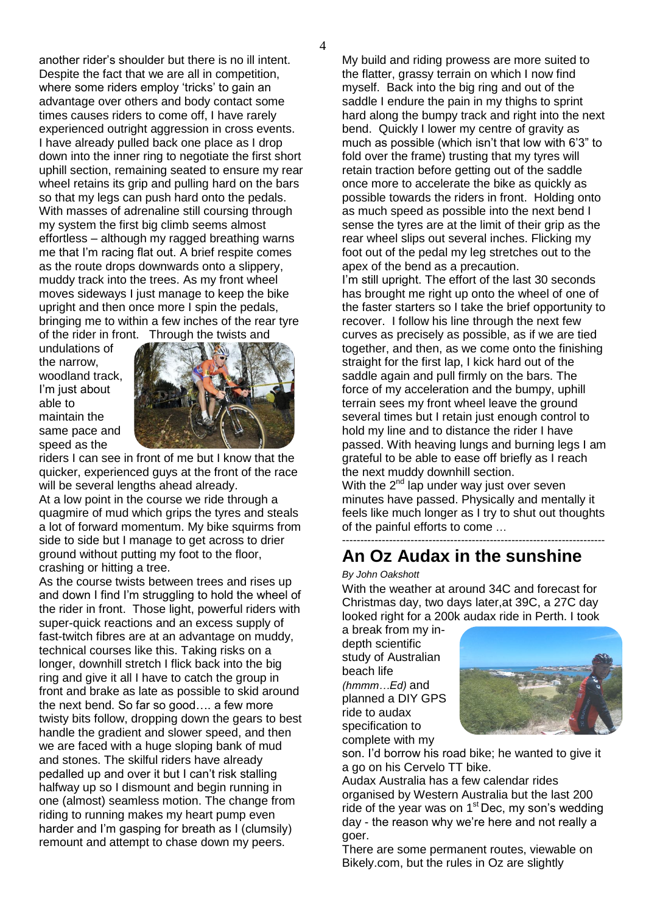another rider's shoulder but there is no ill intent. Despite the fact that we are all in competition, where some riders employ 'tricks' to gain an advantage over others and body contact some times causes riders to come off, I have rarely experienced outright aggression in cross events. I have already pulled back one place as I drop down into the inner ring to negotiate the first short uphill section, remaining seated to ensure my rear wheel retains its grip and pulling hard on the bars so that my legs can push hard onto the pedals. With masses of adrenaline still coursing through my system the first big climb seems almost effortless – although my ragged breathing warns me that I'm racing flat out. A brief respite comes as the route drops downwards onto a slippery, muddy track into the trees. As my front wheel moves sideways I just manage to keep the bike upright and then once more I spin the pedals, bringing me to within a few inches of the rear tyre of the rider in front. Through the twists and undulations of the narrow, woodland track, I'm just about able to maintain the same pace and speed as the riders I can see in front of me but I know that the quicker, experienced guys at the front of the race will be several lengths ahead already.

At a low point in the course we ride through a quagmire of mud which grips the tyres and steals a lot of forward momentum. My bike squirms from side to side but I manage to get across to drier ground without putting my foot to the floor, crashing or hitting a tree.

As the course twists between trees and rises up and down I find I'm struggling to hold the wheel of the rider in front. Those light, powerful riders with super-quick reactions and an excess supply of fast-twitch fibres are at an advantage on muddy, technical courses like this. Taking risks on a longer, downhill stretch I flick back into the big ring and give it all I have to catch the group in front and brake as late as possible to skid around the next bend. So far so good…. a few more twisty bits follow, dropping down the gears to best handle the gradient and slower speed, and then we are faced with a huge sloping bank of mud and stones. The skilful riders have already pedalled up and over it but I can't risk stalling halfway up so I dismount and begin running in one (almost) seamless motion. The change from riding to running makes my heart pump even harder and I'm gasping for breath as I (clumsily) remount and attempt to chase down my peers.

My build and riding prowess are more suited to the flatter, grassy terrain on which I now find myself. Back into the big ring and out of the saddle I endure the pain in my thighs to sprint hard along the bumpy track and right into the next bend. Quickly I lower my centre of gravity as much as possible (which isn't that low with 6'3" to fold over the frame) trusting that my tyres will retain traction before getting out of the saddle once more to accelerate the bike as quickly as possible towards the riders in front. Holding onto as much speed as possible into the next bend I sense the tyres are at the limit of their grip as the rear wheel slips out several inches. Flicking my foot out of the pedal my leg stretches out to the apex of the bend as a precaution.

I'm still upright. The effort of the last 30 seconds has brought me right up onto the wheel of one of the faster starters so I take the brief opportunity to recover. I follow his line through the next few curves as precisely as possible, as if we are tied together, and then, as we come onto the finishing straight for the first lap, I kick hard out of the saddle again and pull firmly on the bars. The force of my acceleration and the bumpy, uphill terrain sees my front wheel leave the ground several times but I retain just enough control to hold my line and to distance the rider I have passed. With heaving lungs and burning legs I am grateful to be able to ease off briefly as I reach the next muddy downhill section.

With the 2nd lap under way just over seven minutes have passed. Physically and mentally it feels like much longer as I try to shut out thoughts of the painful efforts to come …

---

## An Oz Audax in the sunshine

*By John Oakshott*

With the weather at around 34C and forecast for Christmas day, two days later,at 39C, a 27C day looked right for a 200k audax ride in Perth. I took a break from my in-depth scientific study of Australian beach life *(hmmm…Ed)* and planned a DIY GPS ride to audax specification to complete with my son. I'd borrow his road bike; he wanted to give it a go on his Cervelo TT bike.

Audax Australia has a few calendar rides organised by Western Australia but the last 200 ride of the year was on 1st Dec, my son's wedding day - the reason why we're here and not really a goer.

There are some permanent routes, viewable on Bikely.com, but the rules in Oz are slightly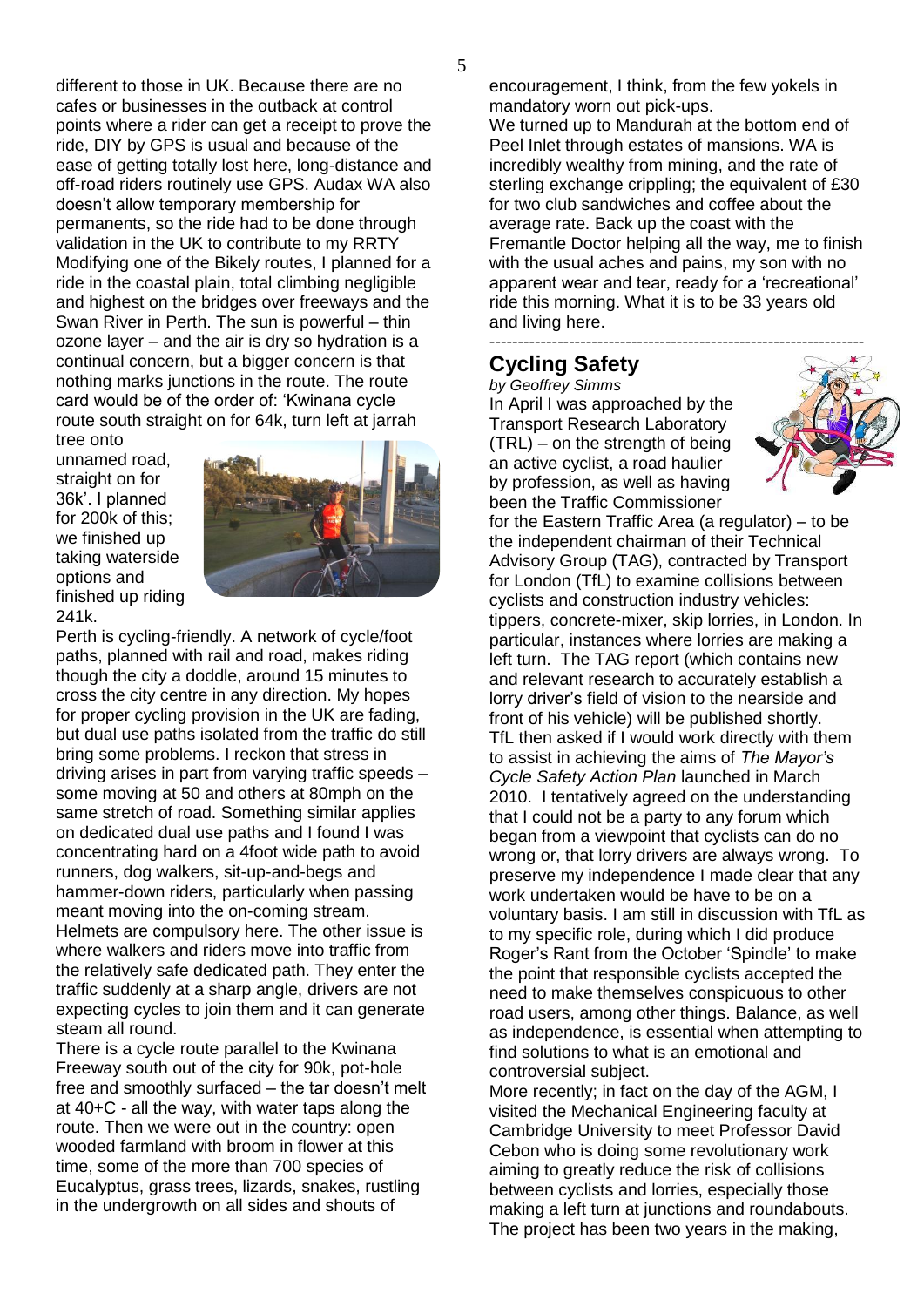different to those in UK. Because there are no cafes or businesses in the outback at control points where a rider can get a receipt to prove the ride, DIY by GPS is usual and because of the ease of getting totally lost here, long-distance and off-road riders routinely use GPS. Audax WA also doesn't allow temporary membership for permanents, so the ride had to be done through validation in the UK to contribute to my RRTY Modifying one of the Bikely routes, I planned for a ride in the coastal plain, total climbing negligible and highest on the bridges over freeways and the Swan River in Perth. The sun is powerful – thin ozone layer – and the air is dry so hydration is a continual concern, but a bigger concern is that nothing marks junctions in the route. The route card would be of the order of: 'Kwinana cycle route south straight on for 64k, turn left at jarrah tree onto unnamed road, straight on for 36k'. I planned for 200k of this; we finished up taking waterside options and finished up riding 241k.

Perth is cycling-friendly. A network of cycle/foot paths, planned with rail and road, makes riding though the city a doddle, around 15 minutes to cross the city centre in any direction. My hopes for proper cycling provision in the UK are fading, but dual use paths isolated from the traffic do still bring some problems. I reckon that stress in driving arises in part from varying traffic speeds – some moving at 50 and others at 80mph on the same stretch of road. Something similar applies on dedicated dual use paths and I found I was concentrating hard on a 4foot wide path to avoid runners, dog walkers, sit-up-and-begs and hammer-down riders, particularly when passing meant moving into the on-coming stream. Helmets are compulsory here. The other issue is where walkers and riders move into traffic from the relatively safe dedicated path. They enter the traffic suddenly at a sharp angle, drivers are not expecting cycles to join them and it can generate steam all round.

There is a cycle route parallel to the Kwinana Freeway south out of the city for 90k, pot-hole free and smoothly surfaced – the tar doesn't melt at 40+C - all the way, with water taps along the route. Then we were out in the country: open wooded farmland with broom in flower at this time, some of the more than 700 species of Eucalyptus, grass trees, lizards, snakes, rustling in the undergrowth on all sides and shouts of encouragement, I think, from the few yokels in mandatory worn out pick-ups.

We turned up to Mandurah at the bottom end of Peel Inlet through estates of mansions. WA is incredibly wealthy from mining, and the rate of sterling exchange crippling; the equivalent of £30 for two club sandwiches and coffee about the average rate. Back up the coast with the Fremantle Doctor helping all the way, me to finish with the usual aches and pains, my son with no apparent wear and tear, ready for a 'recreational' ride this morning. What it is to be 33 years old and living here.

---

## Cycling Safety

*by Geoffrey Simms*

In April I was approached by the Transport Research Laboratory (TRL) – on the strength of being an active cyclist, a road haulier by profession, as well as having been the Traffic Commissioner for the Eastern Traffic Area (a regulator) – to be the independent chairman of their Technical Advisory Group (TAG), contracted by Transport for London (TfL) to examine collisions between cyclists and construction industry vehicles: tippers, concrete-mixer, skip lorries, in London. In particular, instances where lorries are making a left turn. The TAG report (which contains new and relevant research to accurately establish a lorry driver's field of vision to the nearside and front of his vehicle) will be published shortly. TfL then asked if I would work directly with them to assist in achieving the aims of *The Mayor's Cycle Safety Action Plan* launched in March 2010. I tentatively agreed on the understanding that I could not be a party to any forum which began from a viewpoint that cyclists can do no wrong or, that lorry drivers are always wrong. To preserve my independence I made clear that any work undertaken would be have to be on a voluntary basis. I am still in discussion with TfL as to my specific role, during which I did produce Roger's Rant from the October 'Spindle' to make the point that responsible cyclists accepted the need to make themselves conspicuous to other road users, among other things. Balance, as well as independence, is essential when attempting to find solutions to what is an emotional and controversial subject.

More recently; in fact on the day of the AGM, I visited the Mechanical Engineering faculty at Cambridge University to meet Professor David Cebon who is doing some revolutionary work aiming to greatly reduce the risk of collisions between cyclists and lorries, especially those making a left turn at junctions and roundabouts. The project has been two years in the making,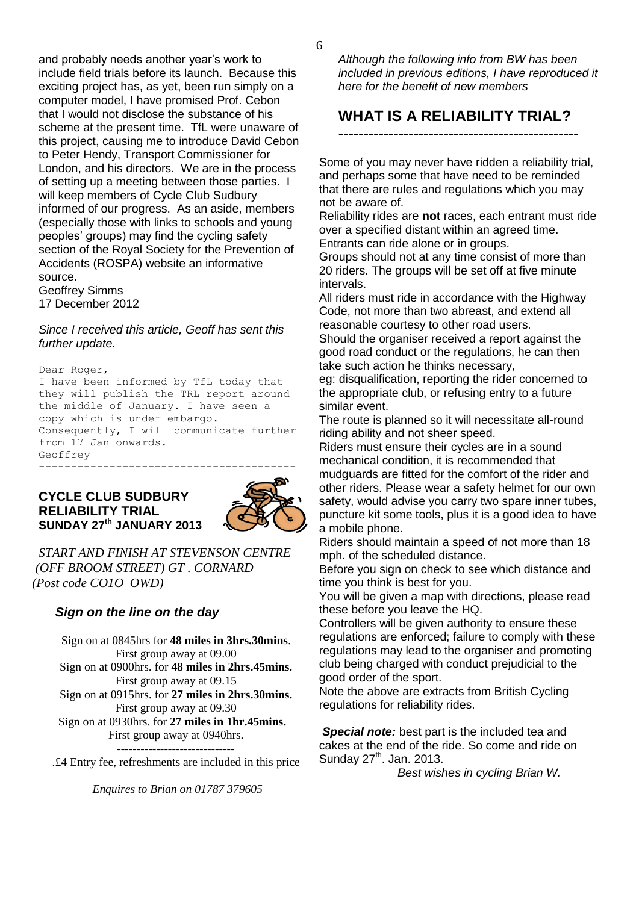and probably needs another year's work to include field trials before its launch. Because this exciting project has, as yet, been run simply on a computer model, I have promised Prof. Cebon that I would not disclose the substance of his scheme at the present time. TfL were unaware of this project, causing me to introduce David Cebon to Peter Hendy, Transport Commissioner for London, and his directors. We are in the process of setting up a meeting between those parties. I will keep members of Cycle Club Sudbury informed of our progress. As an aside, members (especially those with links to schools and young peoples' groups) may find the cycling safety section of the Royal Society for the Prevention of Accidents (ROSPA) website an informative source.

Geoffrey Simms
17 December 2012

*Since I received this article, Geoff has sent this further update.*

```
Dear Roger,
I have been informed by TfL today that
they will publish the TRL report around
the middle of January. I have seen a
copy which is under embargo.
Consequently, I will communicate further
from 17 Jan onwards.
Geoffrey
```

---

## CYCLE CLUB SUDBURY RELIABILITY TRIAL SUNDAY 27th JANUARY 2013

*START AND FINISH AT STEVENSON CENTRE (OFF BROOM STREET) GT . CORNARD (Post code CO1O OWD)*

### *Sign on the line on the day*

Sign on at 0845hrs for **48 miles in 3hrs.30mins**.
First group away at 09.00

Sign on at 0900hrs. for **48 miles in 2hrs.45mins.**
First group away at 09.15

Sign on at 0915hrs. for **27 miles in 2hrs.30mins.**
First group away at 09.30

Sign on at 0930hrs. for **27 miles in 1hr.45mins.**
First group away at 0940hrs.

------------------------------

.£4 Entry fee, refreshments are included in this price

*Enquires to Brian on 01787 379605*

*Although the following info from BW has been included in previous editions, I have reproduced it here for the benefit of new members*

## WHAT IS A RELIABILITY TRIAL?

Some of you may never have ridden a reliability trial, and perhaps some that have need to be reminded that there are rules and regulations which you may not be aware of.

Reliability rides are **not** races, each entrant must ride over a specified distant within an agreed time.

Entrants can ride alone or in groups.

Groups should not at any time consist of more than 20 riders. The groups will be set off at five minute intervals.

All riders must ride in accordance with the Highway Code, not more than two abreast, and extend all reasonable courtesy to other road users.

Should the organiser received a report against the good road conduct or the regulations, he can then take such action he thinks necessary,

eg: disqualification, reporting the rider concerned to the appropriate club, or refusing entry to a future similar event.

The route is planned so it will necessitate all-round riding ability and not sheer speed.

Riders must ensure their cycles are in a sound mechanical condition, it is recommended that mudguards are fitted for the comfort of the rider and other riders. Please wear a safety helmet for our own safety, would advise you carry two spare inner tubes, puncture kit some tools, plus it is a good idea to have a mobile phone.

Riders should maintain a speed of not more than 18 mph. of the scheduled distance.

Before you sign on check to see which distance and time you think is best for you.

You will be given a map with directions, please read these before you leave the HQ.

Controllers will be given authority to ensure these regulations are enforced; failure to comply with these regulations may lead to the organiser and promoting club being charged with conduct prejudicial to the good order of the sport.

Note the above are extracts from British Cycling regulations for reliability rides.

***Special note:*** best part is the included tea and cakes at the end of the ride. So come and ride on Sunday 27th. Jan. 2013.

*Best wishes in cycling Brian W.*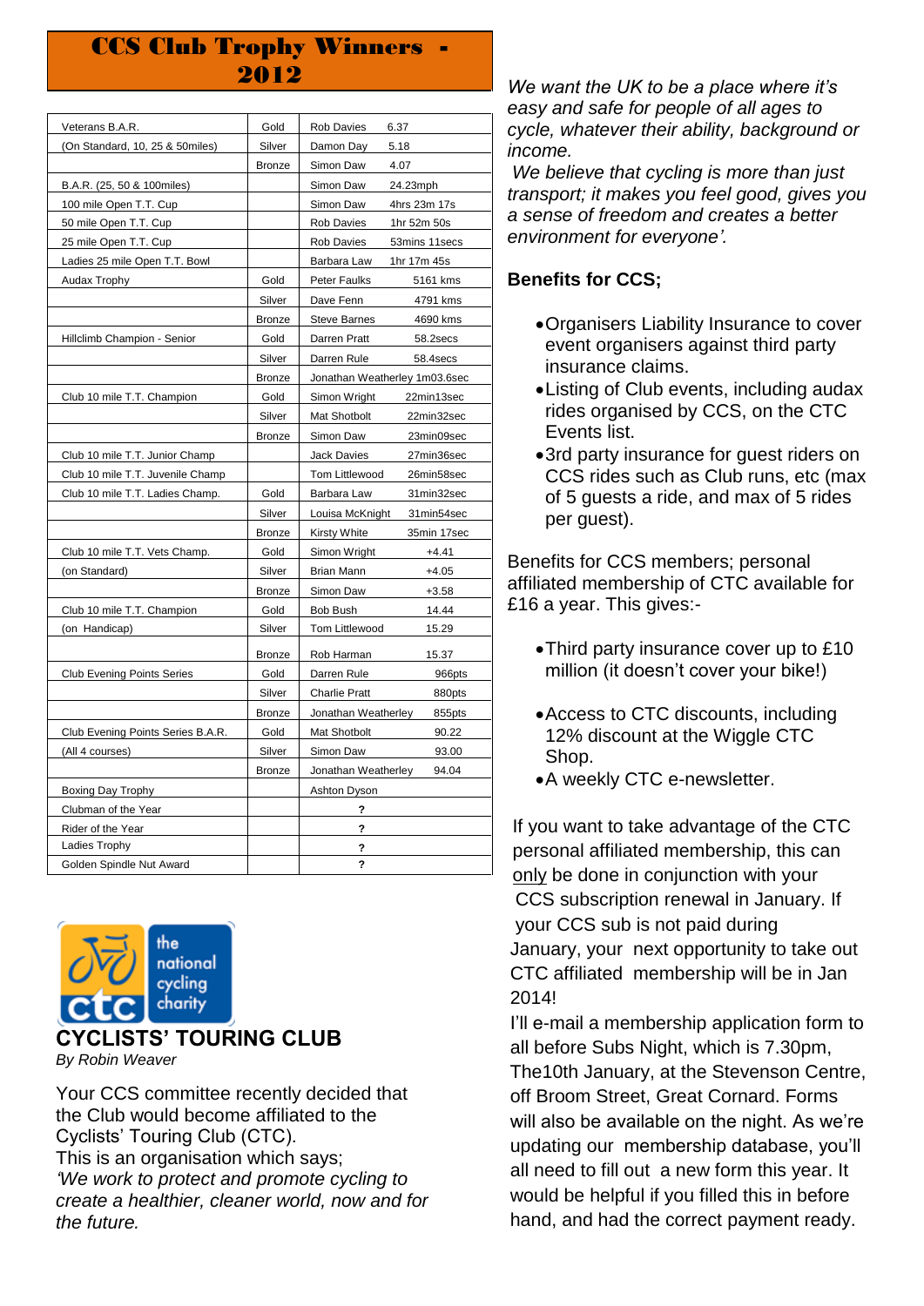# CCS Club Trophy Winners - 2012

| | | | |
|---|---|---|---|
| Veterans B.A.R. | Gold | Rob Davies | 6.37 |
| (On Standard, 10, 25 & 50miles) | Silver | Damon Day | 5.18 |
| | Bronze | Simon Daw | 4.07 |
| B.A.R. (25, 50 & 100miles) | | Simon Daw | 24.23mph |
| 100 mile Open T.T. Cup | | Simon Daw | 4hrs 23m 17s |
| 50 mile Open T.T. Cup | | Rob Davies | 1hr 52m 50s |
| 25 mile Open T.T. Cup | | Rob Davies | 53mins 11secs |
| Ladies 25 mile Open T.T. Bowl | | Barbara Law | 1hr 17m 45s |
| Audax Trophy | Gold | Peter Faulks | 5161 kms |
| | Silver | Dave Fenn | 4791 kms |
| | Bronze | Steve Barnes | 4690 kms |
| Hillclimb Champion - Senior | Gold | Darren Pratt | 58.2secs |
| | Silver | Darren Rule | 58.4secs |
| | Bronze | Jonathan Weatherley | 1m03.6sec |
| Club 10 mile T.T. Champion | Gold | Simon Wright | 22min13sec |
| | Silver | Mat Shotbolt | 22min32sec |
| | Bronze | Simon Daw | 23min09sec |
| Club 10 mile T.T. Junior Champ | | Jack Davies | 27min36sec |
| Club 10 mile T.T. Juvenile Champ | | Tom Littlewood | 26min58sec |
| Club 10 mile T.T. Ladies Champ. | Gold | Barbara Law | 31min32sec |
| | Silver | Louisa McKnight | 31min54sec |
| | Bronze | Kirsty White | 35min 17sec |
| Club 10 mile T.T. Vets Champ. | Gold | Simon Wright | +4.41 |
| (on Standard) | Silver | Brian Mann | +4.05 |
| | Bronze | Simon Daw | +3.58 |
| Club 10 mile T.T. Champion | Gold | Bob Bush | 14.44 |
| (on Handicap) | Silver | Tom Littlewood | 15.29 |
| | Bronze | Rob Harman | 15.37 |
| Club Evening Points Series | Gold | Darren Rule | 966pts |
| | Silver | Charlie Pratt | 880pts |
| | Bronze | Jonathan Weatherley | 855pts |
| Club Evening Points Series B.A.R. | Gold | Mat Shotbolt | 90.22 |
| (All 4 courses) | Silver | Simon Daw | 93.00 |
| | Bronze | Jonathan Weatherley | 94.04 |
| Boxing Day Trophy | | Ashton Dyson | |
| Clubman of the Year | | ? | |
| Rider of the Year | | ? | |
| Ladies Trophy | | ? | |
| Golden Spindle Nut Award | | ? | |

the national cycling charity

## CYCLISTS' TOURING CLUB

*By Robin Weaver*

Your CCS committee recently decided that the Club would become affiliated to the Cyclists' Touring Club (CTC).
This is an organisation which says;
*'We work to protect and promote cycling to create a healthier, cleaner world, now and for the future.*

*We want the UK to be a place where it's easy and safe for people of all ages to cycle, whatever their ability, background or income.*
*We believe that cycling is more than just transport; it makes you feel good, gives you a sense of freedom and creates a better environment for everyone'.*

### Benefits for CCS;

- Organisers Liability Insurance to cover event organisers against third party insurance claims.
- Listing of Club events, including audax rides organised by CCS, on the CTC Events list.
- 3rd party insurance for guest riders on CCS rides such as Club runs, etc (max of 5 guests a ride, and max of 5 rides per guest).

Benefits for CCS members; personal affiliated membership of CTC available for £16 a year. This gives:-

- Third party insurance cover up to £10 million (it doesn't cover your bike!)
- Access to CTC discounts, including 12% discount at the Wiggle CTC Shop.
- A weekly CTC e-newsletter.

If you want to take advantage of the CTC personal affiliated membership, this can only be done in conjunction with your CCS subscription renewal in January. If your CCS sub is not paid during January, your next opportunity to take out CTC affiliated membership will be in Jan 2014!
I'll e-mail a membership application form to all before Subs Night, which is 7.30pm, The10th January, at the Stevenson Centre, off Broom Street, Great Cornard. Forms will also be available on the night. As we're updating our membership database, you'll all need to fill out a new form this year. It would be helpful if you filled this in before hand, and had the correct payment ready.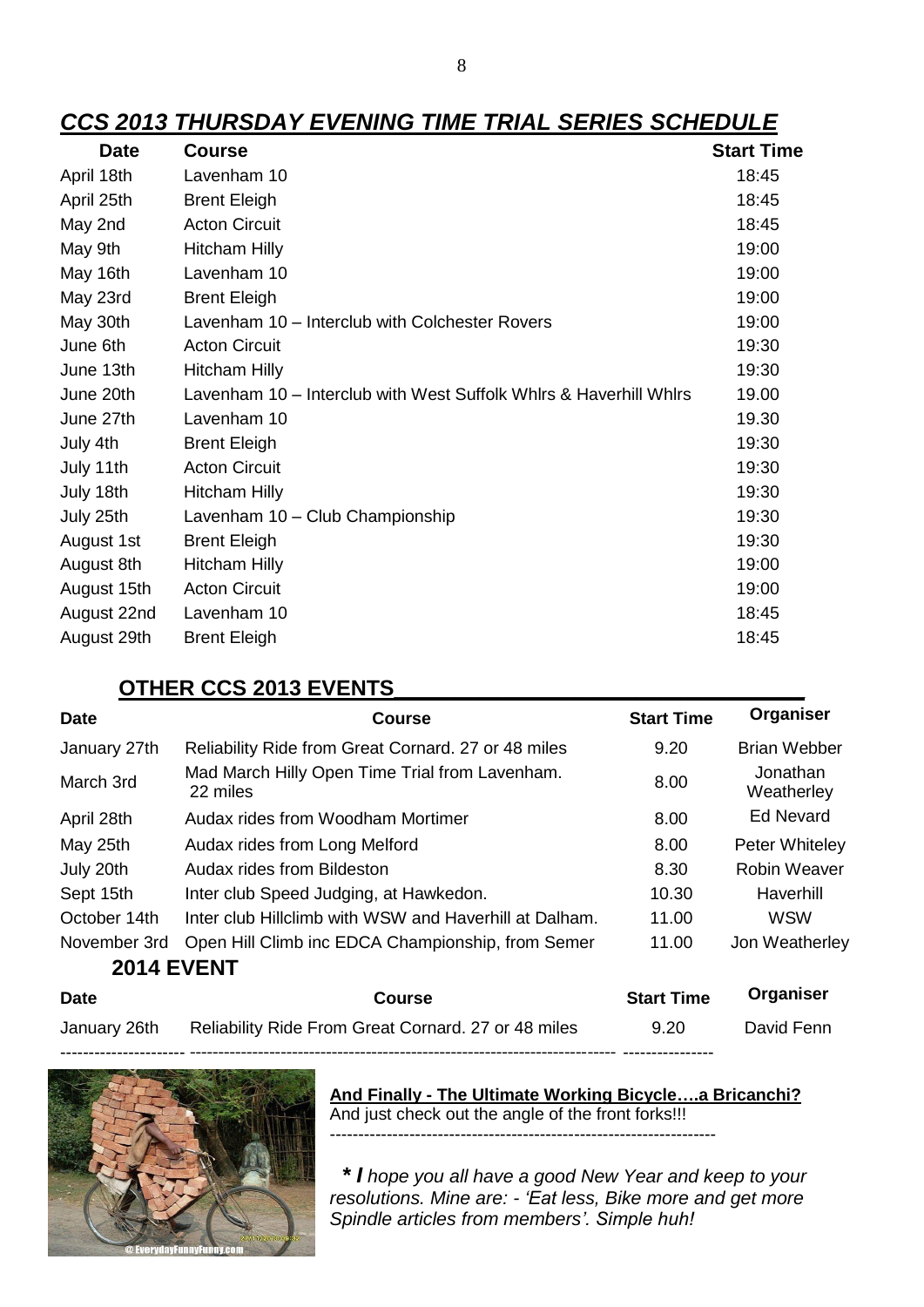## *CCS 2013 THURSDAY EVENING TIME TRIAL SERIES SCHEDULE*

| Date | Course | Start Time |
|---|---|---|
| April 18th | Lavenham 10 | 18:45 |
| April 25th | Brent Eleigh | 18:45 |
| May 2nd | Acton Circuit | 18:45 |
| May 9th | Hitcham Hilly | 19:00 |
| May 16th | Lavenham 10 | 19:00 |
| May 23rd | Brent Eleigh | 19:00 |
| May 30th | Lavenham 10 – Interclub with Colchester Rovers | 19:00 |
| June 6th | Acton Circuit | 19:30 |
| June 13th | Hitcham Hilly | 19:30 |
| June 20th | Lavenham 10 – Interclub with West Suffolk Whlrs & Haverhill Whlrs | 19.00 |
| June 27th | Lavenham 10 | 19.30 |
| July 4th | Brent Eleigh | 19:30 |
| July 11th | Acton Circuit | 19:30 |
| July 18th | Hitcham Hilly | 19:30 |
| July 25th | Lavenham 10 – Club Championship | 19:30 |
| August 1st | Brent Eleigh | 19:30 |
| August 8th | Hitcham Hilly | 19:00 |
| August 15th | Acton Circuit | 19:00 |
| August 22nd | Lavenham 10 | 18:45 |
| August 29th | Brent Eleigh | 18:45 |

## OTHER CCS 2013 EVENTS

| Date | Course | Start Time | Organiser |
|---|---|---|---|
| January 27th | Reliability Ride from Great Cornard. 27 or 48 miles | 9.20 | Brian Webber |
| March 3rd | Mad March Hilly Open Time Trial from Lavenham. 22 miles | 8.00 | Jonathan Weatherley |
| April 28th | Audax rides from Woodham Mortimer | 8.00 | Ed Nevard |
| May 25th | Audax rides from Long Melford | 8.00 | Peter Whiteley |
| July 20th | Audax rides from Bildeston | 8.30 | Robin Weaver |
| Sept 15th | Inter club Speed Judging, at Hawkedon. | 10.30 | Haverhill |
| October 14th | Inter club Hillclimb with WSW and Haverhill at Dalham. | 11.00 | WSW |
| November 3rd | Open Hill Climb inc EDCA Championship, from Semer | 11.00 | Jon Weatherley |

### 2014 EVENT

| Date | Course | Start Time | Organiser |
|---|---|---|---|
| January 26th | Reliability Ride From Great Cornard. 27 or 48 miles | 9.20 | David Fenn |

---

**And Finally - The Ultimate Working Bicycle….a Bricanchi?**
And just check out the angle of the front forks!!!

---

***I** hope you all have a good New Year and keep to your resolutions. Mine are: - 'Eat less, Bike more and get more Spindle articles from members'. Simple huh!*